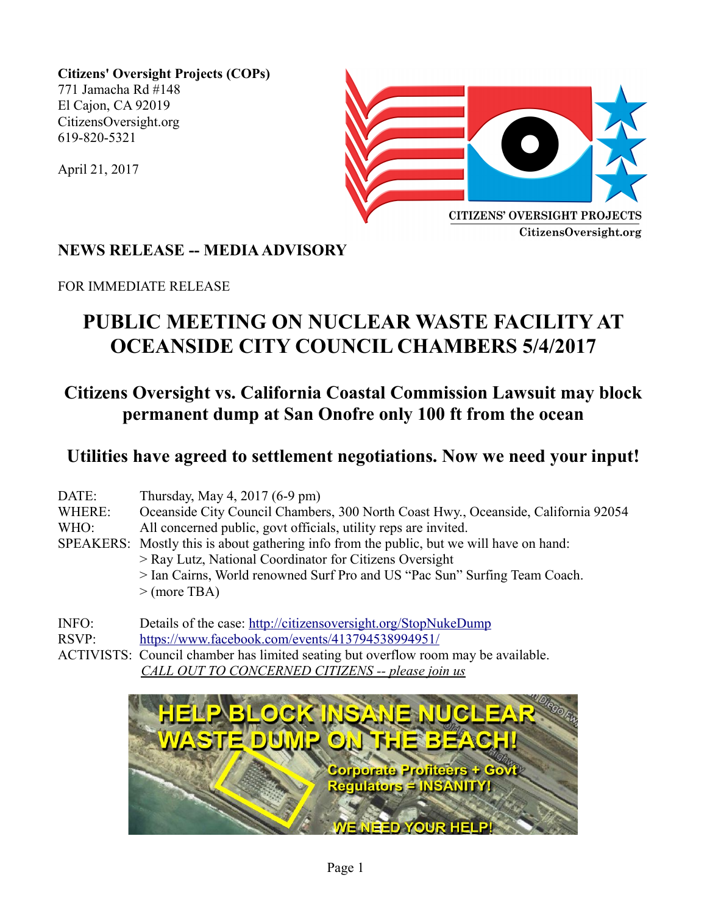**Citizens' Oversight Projects (COPs)**
771 Jamacha Rd #148
El Cajon, CA 92019
CitizensOversight.org
619-820-5321

April 21, 2017

## NEWS RELEASE -- MEDIA ADVISORY

FOR IMMEDIATE RELEASE

# PUBLIC MEETING ON NUCLEAR WASTE FACILITY AT OCEANSIDE CITY COUNCIL CHAMBERS 5/4/2017

## Citizens Oversight vs. California Coastal Commission Lawsuit may block permanent dump at San Onofre only 100 ft from the ocean

## Utilities have agreed to settlement negotiations. Now we need your input!

DATE: Thursday, May 4, 2017 (6-9 pm)
WHERE: Oceanside City Council Chambers, 300 North Coast Hwy., Oceanside, California 92054
WHO: All concerned public, govt officials, utility reps are invited.
SPEAKERS: Mostly this is about gathering info from the public, but we will have on hand:
> Ray Lutz, National Coordinator for Citizens Oversight
> Ian Cairns, World renowned Surf Pro and US "Pac Sun" Surfing Team Coach.
> (more TBA)

INFO: Details of the case: [http://citizensoversight.org/StopNukeDump](http://citizensoversight.org/StopNukeDump)
RSVP: [https://www.facebook.com/events/413794538994951/](https://www.facebook.com/events/413794538994951/)
ACTIVISTS: Council chamber has limited seating but overflow room may be available.
*CALL OUT TO CONCERNED CITIZENS -- please join us*

HELP BLOCK INSANE NUCLEAR WASTE DUMP ON THE BEACH!
Corporate Profiteers + Govt Regulators = INSANITY!
WE NEED YOUR HELP!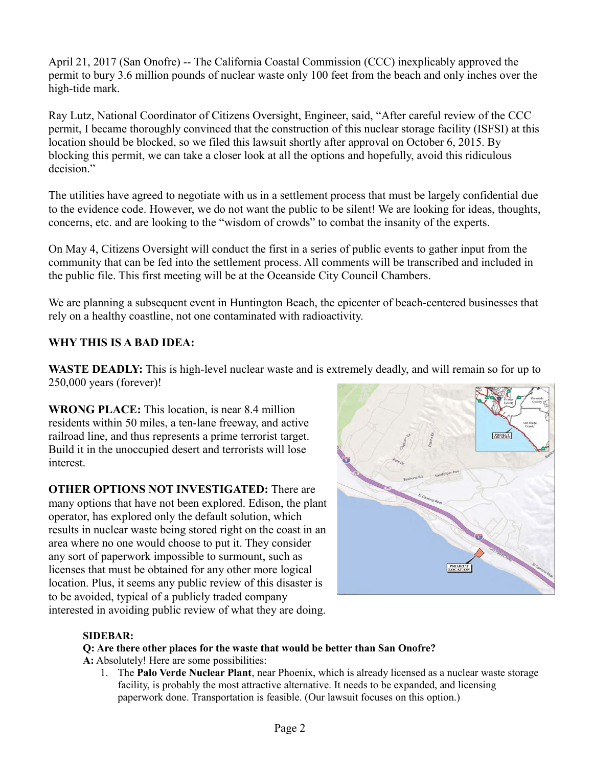April 21, 2017 (San Onofre) -- The California Coastal Commission (CCC) inexplicably approved the permit to bury 3.6 million pounds of nuclear waste only 100 feet from the beach and only inches over the high-tide mark.

Ray Lutz, National Coordinator of Citizens Oversight, Engineer, said, "After careful review of the CCC permit, I became thoroughly convinced that the construction of this nuclear storage facility (ISFSI) at this location should be blocked, so we filed this lawsuit shortly after approval on October 6, 2015. By blocking this permit, we can take a closer look at all the options and hopefully, avoid this ridiculous decision."

The utilities have agreed to negotiate with us in a settlement process that must be largely confidential due to the evidence code. However, we do not want the public to be silent! We are looking for ideas, thoughts, concerns, etc. and are looking to the "wisdom of crowds" to combat the insanity of the experts.

On May 4, Citizens Oversight will conduct the first in a series of public events to gather input from the community that can be fed into the settlement process. All comments will be transcribed and included in the public file. This first meeting will be at the Oceanside City Council Chambers.

We are planning a subsequent event in Huntington Beach, the epicenter of beach-centered businesses that rely on a healthy coastline, not one contaminated with radioactivity.

**WHY THIS IS A BAD IDEA:**

**WASTE DEADLY:** This is high-level nuclear waste and is extremely deadly, and will remain so for up to 250,000 years (forever)!

**WRONG PLACE:** This location, is near 8.4 million residents within 50 miles, a ten-lane freeway, and active railroad line, and thus represents a prime terrorist target. Build it in the unoccupied desert and terrorists will lose interest.

**OTHER OPTIONS NOT INVESTIGATED:** There are many options that have not been explored. Edison, the plant operator, has explored only the default solution, which results in nuclear waste being stored right on the coast in an area where no one would choose to put it. They consider any sort of paperwork impossible to surmount, such as licenses that must be obtained for any other more logical location. Plus, it seems any public review of this disaster is to be avoided, typical of a publicly traded company interested in avoiding public review of what they are doing.

**SIDEBAR:**

**Q: Are there other places for the waste that would be better than San Onofre?**

**A:** Absolutely! Here are some possibilities:

1. The **Palo Verde Nuclear Plant**, near Phoenix, which is already licensed as a nuclear waste storage facility, is probably the most attractive alternative. It needs to be expanded, and licensing paperwork done. Transportation is feasible. (Our lawsuit focuses on this option.)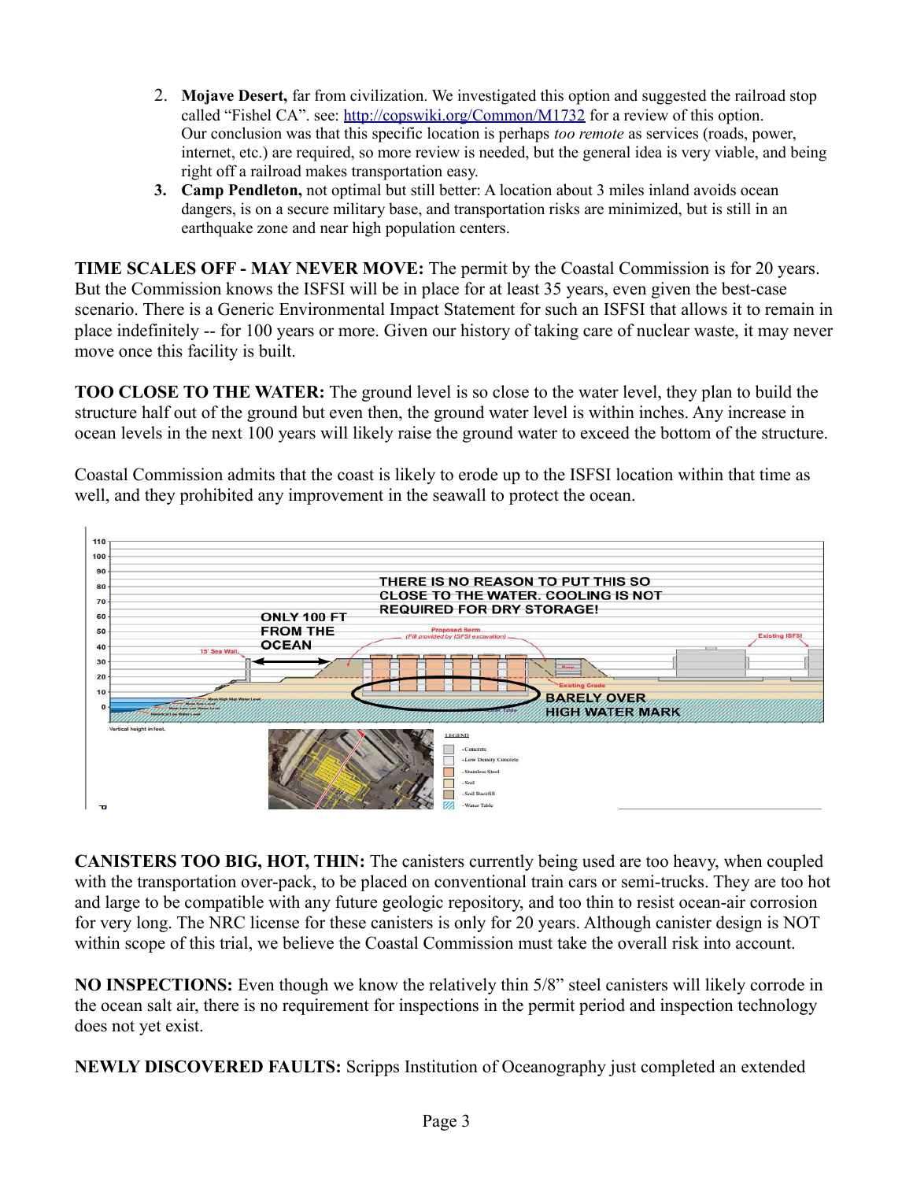2. **Mojave Desert,** far from civilization. We investigated this option and suggested the railroad stop called "Fishel CA". see: http://copswiki.org/Common/M1732 for a review of this option. Our conclusion was that this specific location is perhaps *too remote* as services (roads, power, internet, etc.) are required, so more review is needed, but the general idea is very viable, and being right off a railroad makes transportation easy.
3. **Camp Pendleton,** not optimal but still better: A location about 3 miles inland avoids ocean dangers, is on a secure military base, and transportation risks are minimized, but is still in an earthquake zone and near high population centers.

**TIME SCALES OFF - MAY NEVER MOVE:** The permit by the Coastal Commission is for 20 years. But the Commission knows the ISFSI will be in place for at least 35 years, even given the best-case scenario. There is a Generic Environmental Impact Statement for such an ISFSI that allows it to remain in place indefinitely -- for 100 years or more. Given our history of taking care of nuclear waste, it may never move once this facility is built.

**TOO CLOSE TO THE WATER:** The ground level is so close to the water level, they plan to build the structure half out of the ground but even then, the ground water level is within inches. Any increase in ocean levels in the next 100 years will likely raise the ground water to exceed the bottom of the structure.

Coastal Commission admits that the coast is likely to erode up to the ISFSI location within that time as well, and they prohibited any improvement in the seawall to protect the ocean.

THERE IS NO REASON TO PUT THIS SO CLOSE TO THE WATER. COOLING IS NOT REQUIRED FOR DRY STORAGE!

ONLY 100 FT FROM THE OCEAN

BARELY OVER HIGH WATER MARK

**CANISTERS TOO BIG, HOT, THIN:** The canisters currently being used are too heavy, when coupled with the transportation over-pack, to be placed on conventional train cars or semi-trucks. They are too hot and large to be compatible with any future geologic repository, and too thin to resist ocean-air corrosion for very long. The NRC license for these canisters is only for 20 years. Although canister design is NOT within scope of this trial, we believe the Coastal Commission must take the overall risk into account.

**NO INSPECTIONS:** Even though we know the relatively thin 5/8" steel canisters will likely corrode in the ocean salt air, there is no requirement for inspections in the permit period and inspection technology does not yet exist.

**NEWLY DISCOVERED FAULTS:** Scripps Institution of Oceanography just completed an extended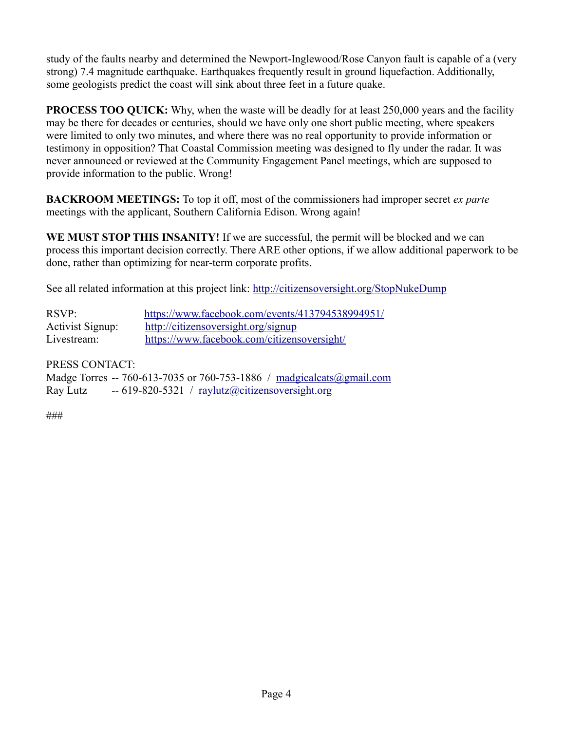study of the faults nearby and determined the Newport-Inglewood/Rose Canyon fault is capable of a (very strong) 7.4 magnitude earthquake. Earthquakes frequently result in ground liquefaction. Additionally, some geologists predict the coast will sink about three feet in a future quake.

**PROCESS TOO QUICK:** Why, when the waste will be deadly for at least 250,000 years and the facility may be there for decades or centuries, should we have only one short public meeting, where speakers were limited to only two minutes, and where there was no real opportunity to provide information or testimony in opposition? That Coastal Commission meeting was designed to fly under the radar. It was never announced or reviewed at the Community Engagement Panel meetings, which are supposed to provide information to the public. Wrong!

**BACKROOM MEETINGS:** To top it off, most of the commissioners had improper secret *ex parte* meetings with the applicant, Southern California Edison. Wrong again!

**WE MUST STOP THIS INSANITY!** If we are successful, the permit will be blocked and we can process this important decision correctly. There ARE other options, if we allow additional paperwork to be done, rather than optimizing for near-term corporate profits.

See all related information at this project link: http://citizensoversight.org/StopNukeDump

RSVP: https://www.facebook.com/events/413794538994951/
Activist Signup: http://citizensoversight.org/signup
Livestream: https://www.facebook.com/citizensoversight/

PRESS CONTACT:
Madge Torres -- 760-613-7035 or 760-753-1886 / madgicalcats@gmail.com
Ray Lutz -- 619-820-5321 / raylutz@citizensoversight.org

###